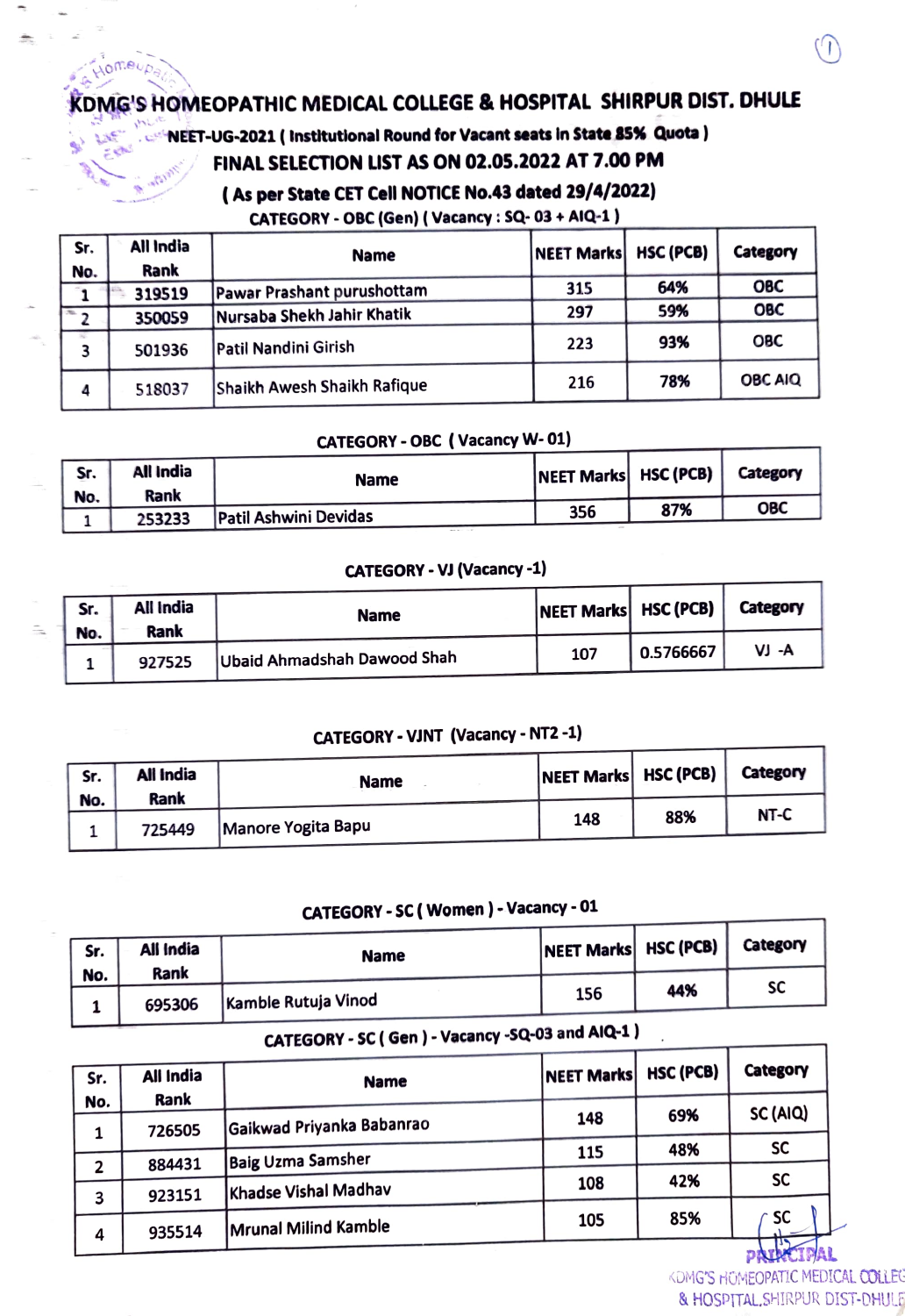# KDMG'S HOMEOPATHIC MEDICAL COLLEGE & HOSPITAL SHIRPUR DIST. DHULE

**NEET-UG-2021 ( Institutional Round for Vacant seats in State 85% Quota )**

## FINAL SELECTION LIST AS ON 02.05.2022 AT 7.00 PM

**( As per State CET Cell NOTICE No.43 dated 29/4/2022)**

### CATEGORY - OBC (Gen) ( Vacancy : SQ- 03 + AIQ-1 )

| Sr. No. | All India Rank | Name | NEET Marks | HSC (PCB) | Category |
|---|---|---|---|---|---|
| 1 | 319519 | Pawar Prashant purushottam | 315 | 64% | OBC |
| 2 | 350059 | Nursaba Shekh Jahir Khatik | 297 | 59% | OBC |
| 3 | 501936 | Patil Nandini Girish | 223 | 93% | OBC |
| 4 | 518037 | Shaikh Awesh Shaikh Rafique | 216 | 78% | OBC AIQ |

### CATEGORY - OBC ( Vacancy W- 01)

| Sr. No. | All India Rank | Name | NEET Marks | HSC (PCB) | Category |
|---|---|---|---|---|---|
| 1 | 253233 | Patil Ashwini Devidas | 356 | 87% | OBC |

### CATEGORY - VJ (Vacancy -1)

| Sr. No. | All India Rank | Name | NEET Marks | HSC (PCB) | Category |
|---|---|---|---|---|---|
| 1 | 927525 | Ubaid Ahmadshah Dawood Shah | 107 | 0.5766667 | VJ -A |

### CATEGORY - VJNT (Vacancy - NT2 -1)

| Sr. No. | All India Rank | Name | NEET Marks | HSC (PCB) | Category |
|---|---|---|---|---|---|
| 1 | 725449 | Manore Yogita Bapu | 148 | 88% | NT-C |

### CATEGORY - SC ( Women ) - Vacancy - 01

| Sr. No. | All India Rank | Name | NEET Marks | HSC (PCB) | Category |
|---|---|---|---|---|---|
| 1 | 695306 | Kamble Rutuja Vinod | 156 | 44% | SC |

### CATEGORY - SC ( Gen ) - Vacancy -SQ-03 and AIQ-1 )

| Sr. No. | All India Rank | Name | NEET Marks | HSC (PCB) | Category |
|---|---|---|---|---|---|
| 1 | 726505 | Gaikwad Priyanka Babanrao | 148 | 69% | SC (AIQ) |
| 2 | 884431 | Baig Uzma Samsher | 115 | 48% | SC |
| 3 | 923151 | Khadse Vishal Madhav | 108 | 42% | SC |
| 4 | 935514 | Mrunal Milind Kamble | 105 | 85% | SC |

PRINCIPAL
KDMG'S HOMEOPATHIC MEDICAL COLLEGE & HOSPITAL,SHIRPUR DIST-DHULE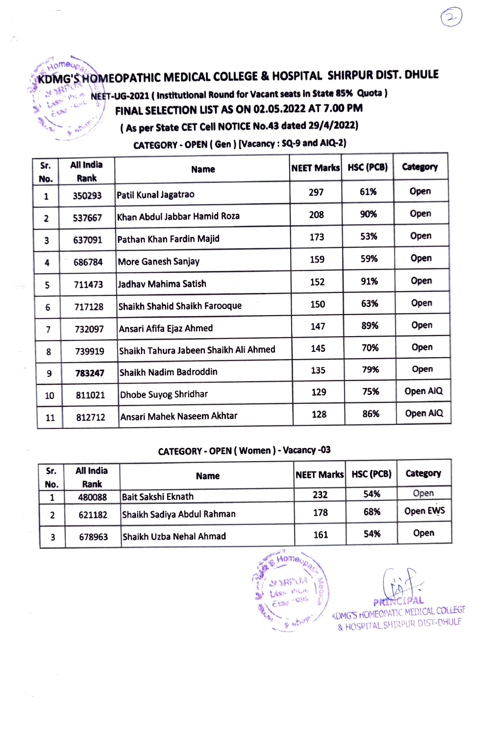# KDMG'S HOMEOPATHIC MEDICAL COLLEGE & HOSPITAL SHIRPUR DIST. DHULE

**NEET-UG-2021 ( Institutional Round for Vacant seats in State 85% Quota )**

**FINAL SELECTION LIST AS ON 02.05.2022 AT 7.00 PM**

**( As per State CET Cell NOTICE No.43 dated 29/4/2022)**

**CATEGORY - OPEN ( Gen ) [Vacancy : SQ-9 and AIQ-2]**

| Sr. No. | All India Rank | Name | NEET Marks | HSC (PCB) | Category |
|---|---|---|---|---|---|
| 1 | 350293 | Patil Kunal Jagatrao | 297 | 61% | Open |
| 2 | 537667 | Khan Abdul Jabbar Hamid Roza | 208 | 90% | Open |
| 3 | 637091 | Pathan Khan Fardin Majid | 173 | 53% | Open |
| 4 | 686784 | More Ganesh Sanjay | 159 | 59% | Open |
| 5 | 711473 | Jadhav Mahima Satish | 152 | 91% | Open |
| 6 | 717128 | Shaikh Shahid Shaikh Farooque | 150 | 63% | Open |
| 7 | 732097 | Ansari Afifa Ejaz Ahmed | 147 | 89% | Open |
| 8 | 739919 | Shaikh Tahura Jabeen Shaikh Ali Ahmed | 145 | 70% | Open |
| 9 | 783247 | Shaikh Nadim Badroddin | 135 | 79% | Open |
| 10 | 811021 | Dhobe Suyog Shridhar | 129 | 75% | Open AIQ |
| 11 | 812712 | Ansari Mahek Naseem Akhtar | 128 | 86% | Open AIQ |

**CATEGORY - OPEN ( Women ) - Vacancy -03**

| Sr. No. | All India Rank | Name | NEET Marks | HSC (PCB) | Category |
|---|---|---|---|---|---|
| 1 | 480088 | Bait Sakshi Eknath | 232 | 54% | Open |
| 2 | 621182 | Shaikh Sadiya Abdul Rahman | 178 | 68% | Open EWS |
| 3 | 678963 | Shaikh Uzba Nehal Ahmad | 161 | 54% | Open |

PRINCIPAL
KDMG'S HOMEOPATHIC MEDICAL COLLEGE & HOSPITAL, SHIRPUR DIST-DHULE